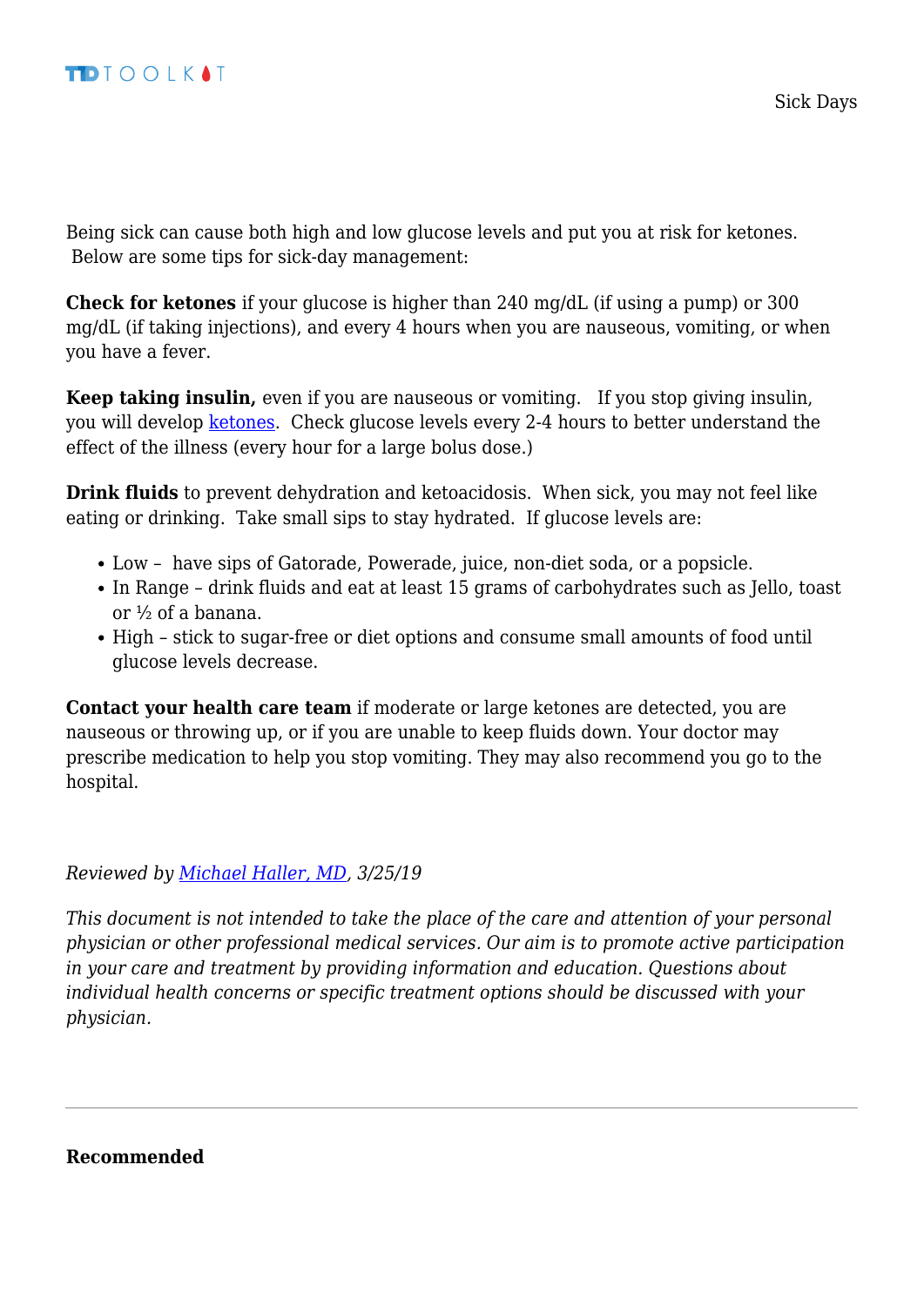# Sick Days

Being sick can cause both high and low glucose levels and put you at risk for ketones. Below are some tips for sick-day management:

**Check for ketones** if your glucose is higher than 240 mg/dL (if using a pump) or 300 mg/dL (if taking injections), and every 4 hours when you are nauseous, vomiting, or when you have a fever.

**Keep taking insulin,** even if you are nauseous or vomiting. If you stop giving insulin, you will develop ketones. Check glucose levels every 2-4 hours to better understand the effect of the illness (every hour for a large bolus dose.)

**Drink fluids** to prevent dehydration and ketoacidosis. When sick, you may not feel like eating or drinking. Take small sips to stay hydrated. If glucose levels are:

- Low – have sips of Gatorade, Powerade, juice, non-diet soda, or a popsicle.
- In Range – drink fluids and eat at least 15 grams of carbohydrates such as Jello, toast or ½ of a banana.
- High – stick to sugar-free or diet options and consume small amounts of food until glucose levels decrease.

**Contact your health care team** if moderate or large ketones are detected, you are nauseous or throwing up, or if you are unable to keep fluids down. Your doctor may prescribe medication to help you stop vomiting. They may also recommend you go to the hospital.

*Reviewed by Michael Haller, MD, 3/25/19*

*This document is not intended to take the place of the care and attention of your personal physician or other professional medical services. Our aim is to promote active participation in your care and treatment by providing information and education. Questions about individual health concerns or specific treatment options should be discussed with your physician.*

---

**Recommended**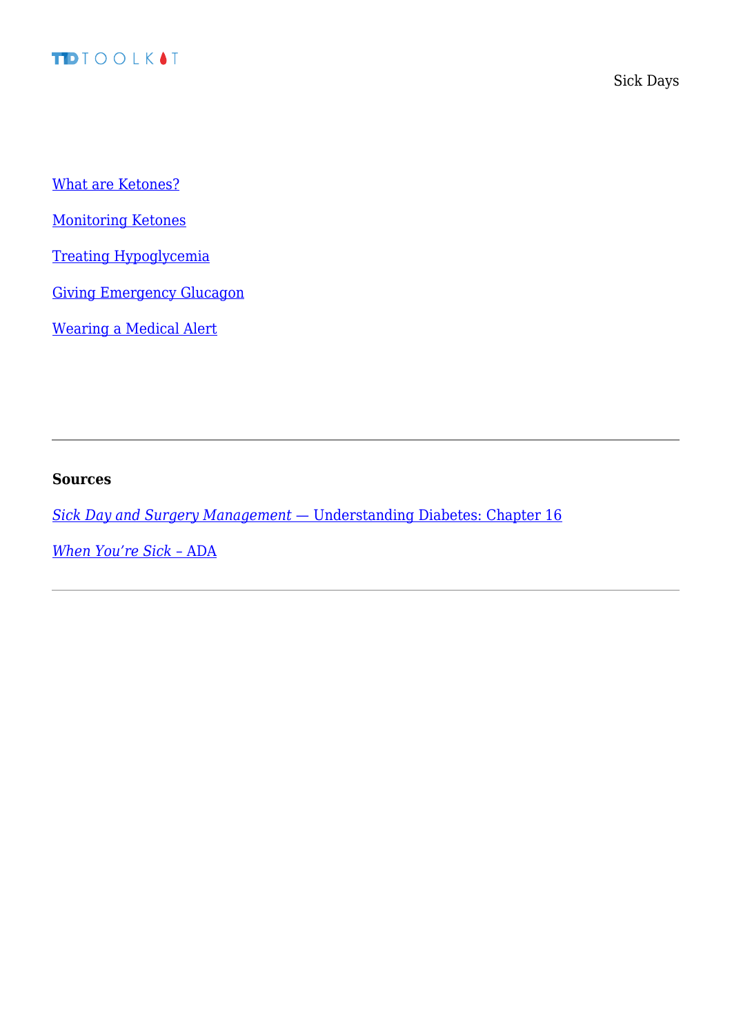What are Ketones?

Monitoring Ketones

Treating Hypoglycemia

Giving Emergency Glucagon

Wearing a Medical Alert

---

**Sources**

*Sick Day and Surgery Management* — Understanding Diabetes: Chapter 16

*When You're Sick* – ADA

---